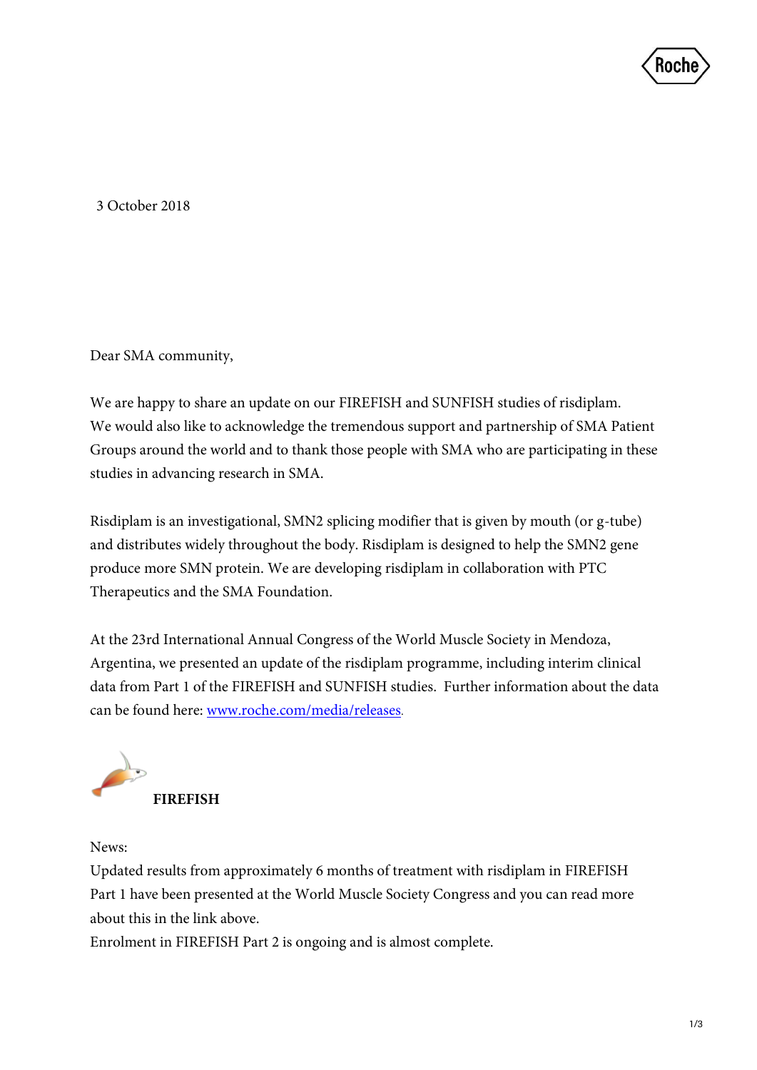3 October 2018

Dear SMA community,

We are happy to share an update on our FIREFISH and SUNFISH studies of risdiplam. We would also like to acknowledge the tremendous support and partnership of SMA Patient Groups around the world and to thank those people with SMA who are participating in these studies in advancing research in SMA.

Risdiplam is an investigational, SMN2 splicing modifier that is given by mouth (or g-tube) and distributes widely throughout the body. Risdiplam is designed to help the SMN2 gene produce more SMN protein. We are developing risdiplam in collaboration with PTC Therapeutics and the SMA Foundation.

At the 23rd International Annual Congress of the World Muscle Society in Mendoza, Argentina, we presented an update of the risdiplam programme, including interim clinical data from Part 1 of the FIREFISH and SUNFISH studies. Further information about the data can be found here: [www.roche.com/media/releases](www.roche.com/media/releases).

## FIREFISH

News:

Updated results from approximately 6 months of treatment with risdiplam in FIREFISH Part 1 have been presented at the World Muscle Society Congress and you can read more about this in the link above.

Enrolment in FIREFISH Part 2 is ongoing and is almost complete.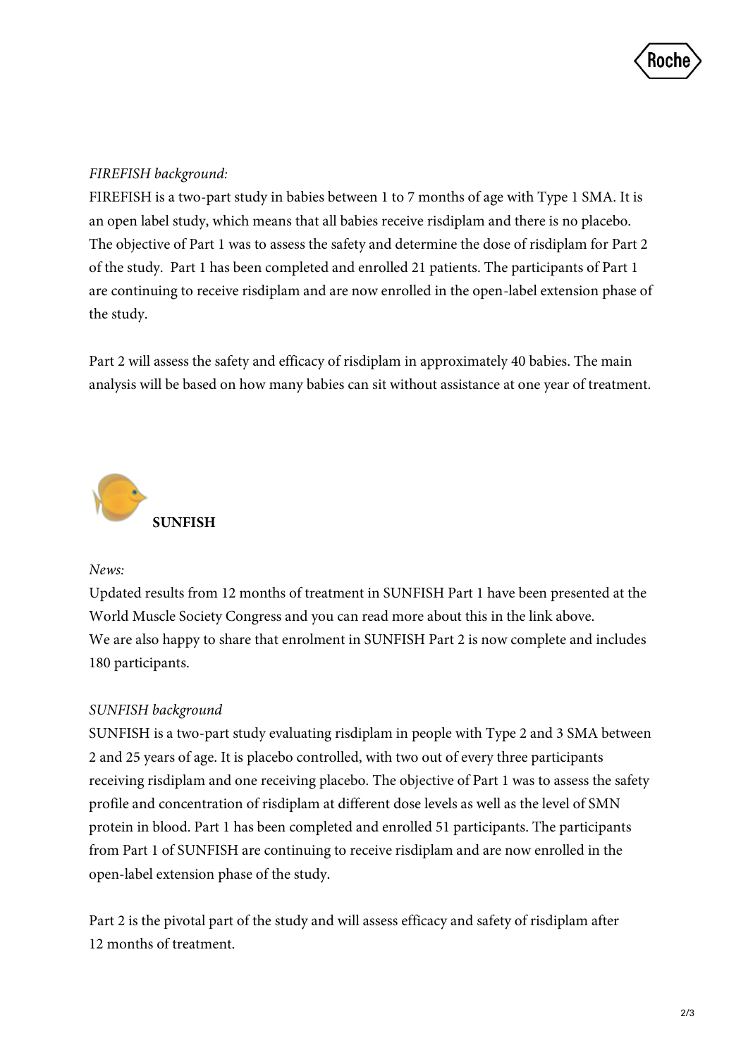*FIREFISH background:*

FIREFISH is a two-part study in babies between 1 to 7 months of age with Type 1 SMA. It is an open label study, which means that all babies receive risdiplam and there is no placebo. The objective of Part 1 was to assess the safety and determine the dose of risdiplam for Part 2 of the study. Part 1 has been completed and enrolled 21 patients. The participants of Part 1 are continuing to receive risdiplam and are now enrolled in the open-label extension phase of the study.

Part 2 will assess the safety and efficacy of risdiplam in approximately 40 babies. The main analysis will be based on how many babies can sit without assistance at one year of treatment.

## SUNFISH

*News:*

Updated results from 12 months of treatment in SUNFISH Part 1 have been presented at the World Muscle Society Congress and you can read more about this in the link above.
We are also happy to share that enrolment in SUNFISH Part 2 is now complete and includes 180 participants.

*SUNFISH background*

SUNFISH is a two-part study evaluating risdiplam in people with Type 2 and 3 SMA between 2 and 25 years of age. It is placebo controlled, with two out of every three participants receiving risdiplam and one receiving placebo. The objective of Part 1 was to assess the safety profile and concentration of risdiplam at different dose levels as well as the level of SMN protein in blood. Part 1 has been completed and enrolled 51 participants. The participants from Part 1 of SUNFISH are continuing to receive risdiplam and are now enrolled in the open-label extension phase of the study.

Part 2 is the pivotal part of the study and will assess efficacy and safety of risdiplam after 12 months of treatment.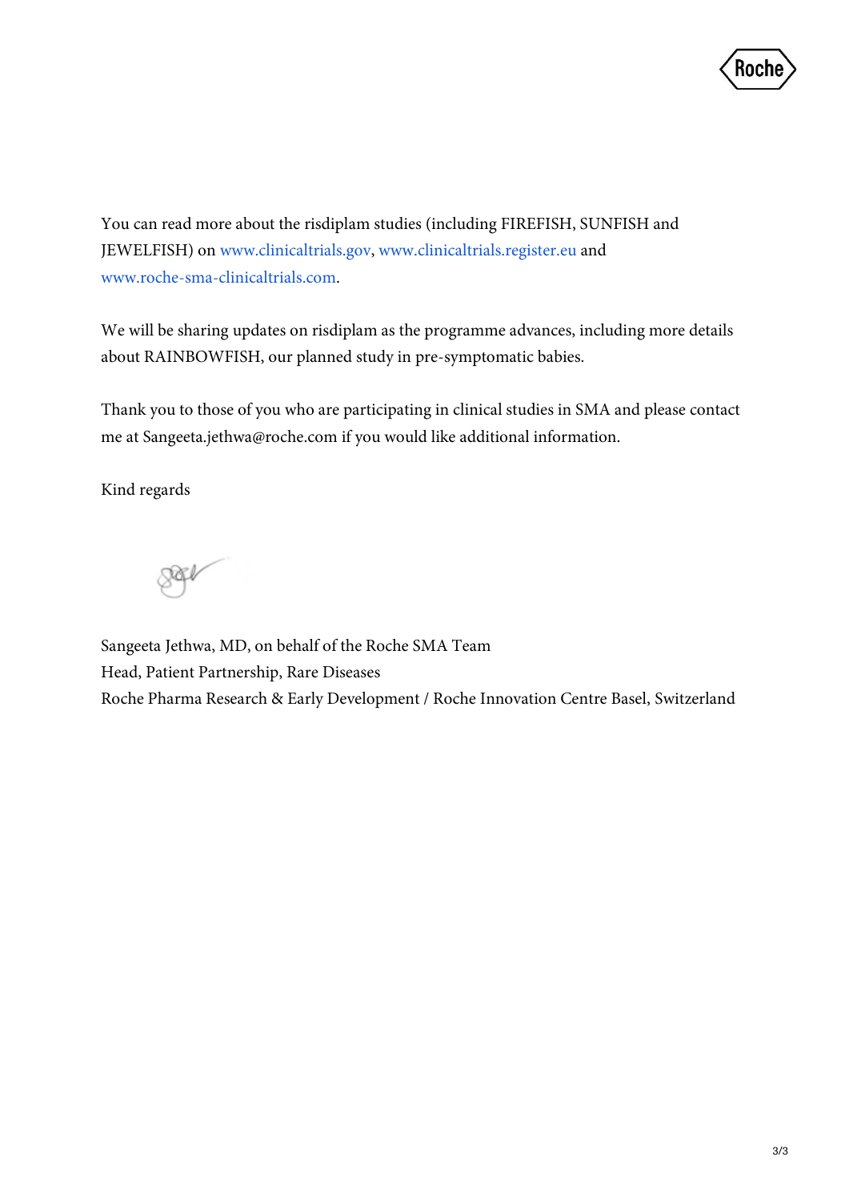You can read more about the risdiplam studies (including FIREFISH, SUNFISH and JEWELFISH) on www.clinicaltrials.gov, www.clinicaltrials.register.eu and www.roche-sma-clinicaltrials.com.

We will be sharing updates on risdiplam as the programme advances, including more details about RAINBOWFISH, our planned study in pre-symptomatic babies.

Thank you to those of you who are participating in clinical studies in SMA and please contact me at Sangeeta.jethwa@roche.com if you would like additional information.

Kind regards

Sangeeta Jethwa, MD, on behalf of the Roche SMA Team
Head, Patient Partnership, Rare Diseases
Roche Pharma Research & Early Development / Roche Innovation Centre Basel, Switzerland